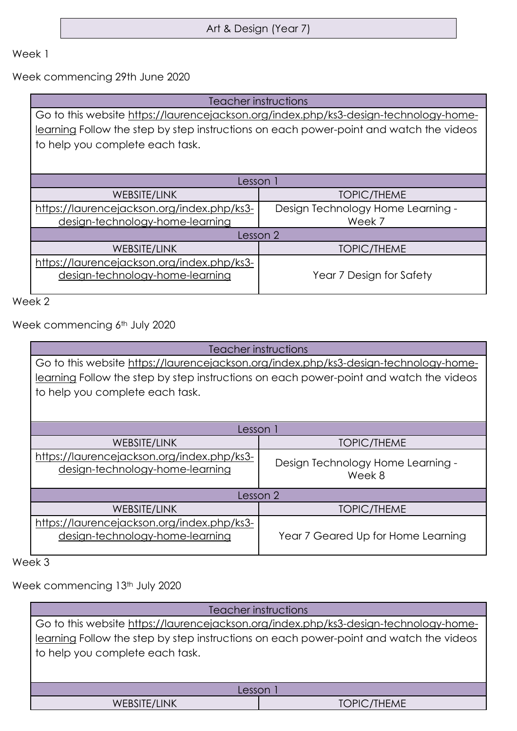# Art & Design (Year 7)

Week 1

Week commencing 29th June 2020

| Teacher instructions | |
|---|---|
| Go to this website https://laurencejackson.org/index.php/ks3-design-technology-home-learning Follow the step by step instructions on each power-point and watch the videos to help you complete each task. | |
| Lesson 1 | |
| WEBSITE/LINK | TOPIC/THEME |
| https://laurencejackson.org/index.php/ks3-design-technology-home-learning | Design Technology Home Learning - Week 7 |
| Lesson 2 | |
| WEBSITE/LINK | TOPIC/THEME |
| https://laurencejackson.org/index.php/ks3-design-technology-home-learning | Year 7 Design for Safety |

Week 2

Week commencing 6th July 2020

| Teacher instructions | |
|---|---|
| Go to this website https://laurencejackson.org/index.php/ks3-design-technology-home-learning Follow the step by step instructions on each power-point and watch the videos to help you complete each task. | |
| Lesson 1 | |
| WEBSITE/LINK | TOPIC/THEME |
| https://laurencejackson.org/index.php/ks3-design-technology-home-learning | Design Technology Home Learning - Week 8 |
| Lesson 2 | |
| WEBSITE/LINK | TOPIC/THEME |
| https://laurencejackson.org/index.php/ks3-design-technology-home-learning | Year 7 Geared Up for Home Learning |

Week 3

Week commencing 13th July 2020

| Teacher instructions | |
|---|---|
| Go to this website https://laurencejackson.org/index.php/ks3-design-technology-home-learning Follow the step by step instructions on each power-point and watch the videos to help you complete each task. | |
| Lesson 1 | |
| WEBSITE/LINK | TOPIC/THEME |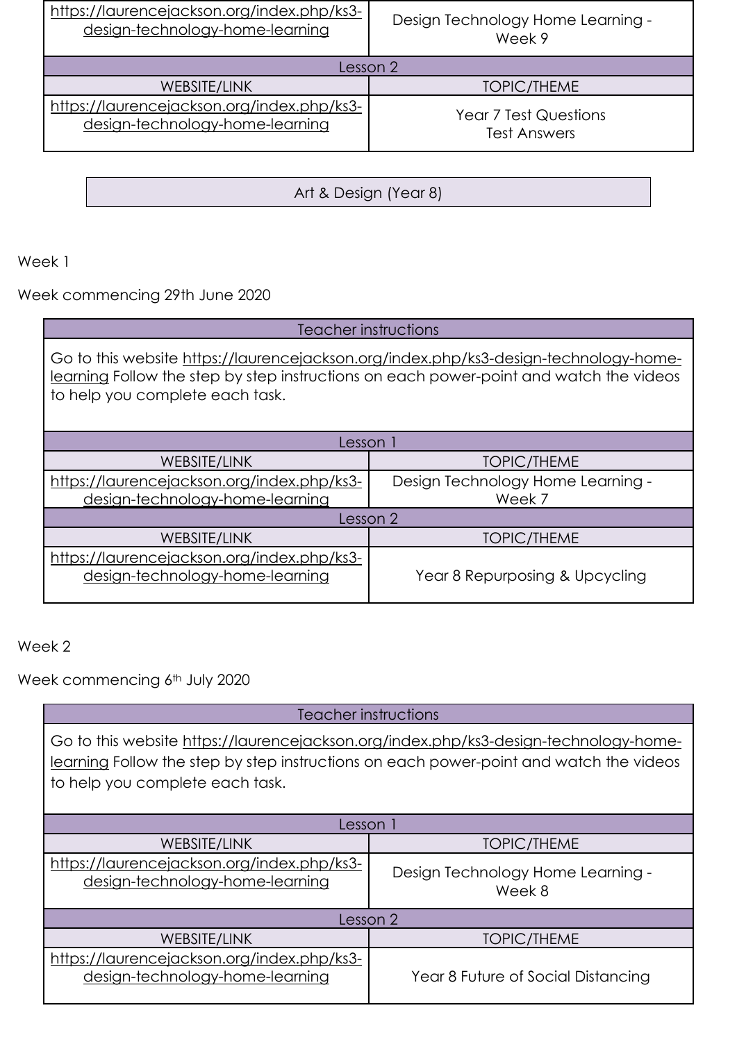| WEBSITE/LINK | TOPIC/THEME |
|---|---|
| https://laurencejackson.org/index.php/ks3-design-technology-home-learning | Design Technology Home Learning - Week 9 |
| **Lesson 2** | |
| WEBSITE/LINK | TOPIC/THEME |
| https://laurencejackson.org/index.php/ks3-design-technology-home-learning | Year 7 Test Questions<br>Test Answers |

## Art & Design (Year 8)

Week 1

Week commencing 29th June 2020

| Teacher instructions |
|---|
| Go to this website https://laurencejackson.org/index.php/ks3-design-technology-home-learning Follow the step by step instructions on each power-point and watch the videos to help you complete each task. |

| Lesson 1 | |
|---|---|
| WEBSITE/LINK | TOPIC/THEME |
| https://laurencejackson.org/index.php/ks3-design-technology-home-learning | Design Technology Home Learning - Week 7 |
| **Lesson 2** | |
| WEBSITE/LINK | TOPIC/THEME |
| https://laurencejackson.org/index.php/ks3-design-technology-home-learning | Year 8 Repurposing & Upcycling |

Week 2

Week commencing 6th July 2020

| Teacher instructions |
|---|
| Go to this website https://laurencejackson.org/index.php/ks3-design-technology-home-learning Follow the step by step instructions on each power-point and watch the videos to help you complete each task. |

| Lesson 1 | |
|---|---|
| WEBSITE/LINK | TOPIC/THEME |
| https://laurencejackson.org/index.php/ks3-design-technology-home-learning | Design Technology Home Learning - Week 8 |
| **Lesson 2** | |
| WEBSITE/LINK | TOPIC/THEME |
| https://laurencejackson.org/index.php/ks3-design-technology-home-learning | Year 8 Future of Social Distancing |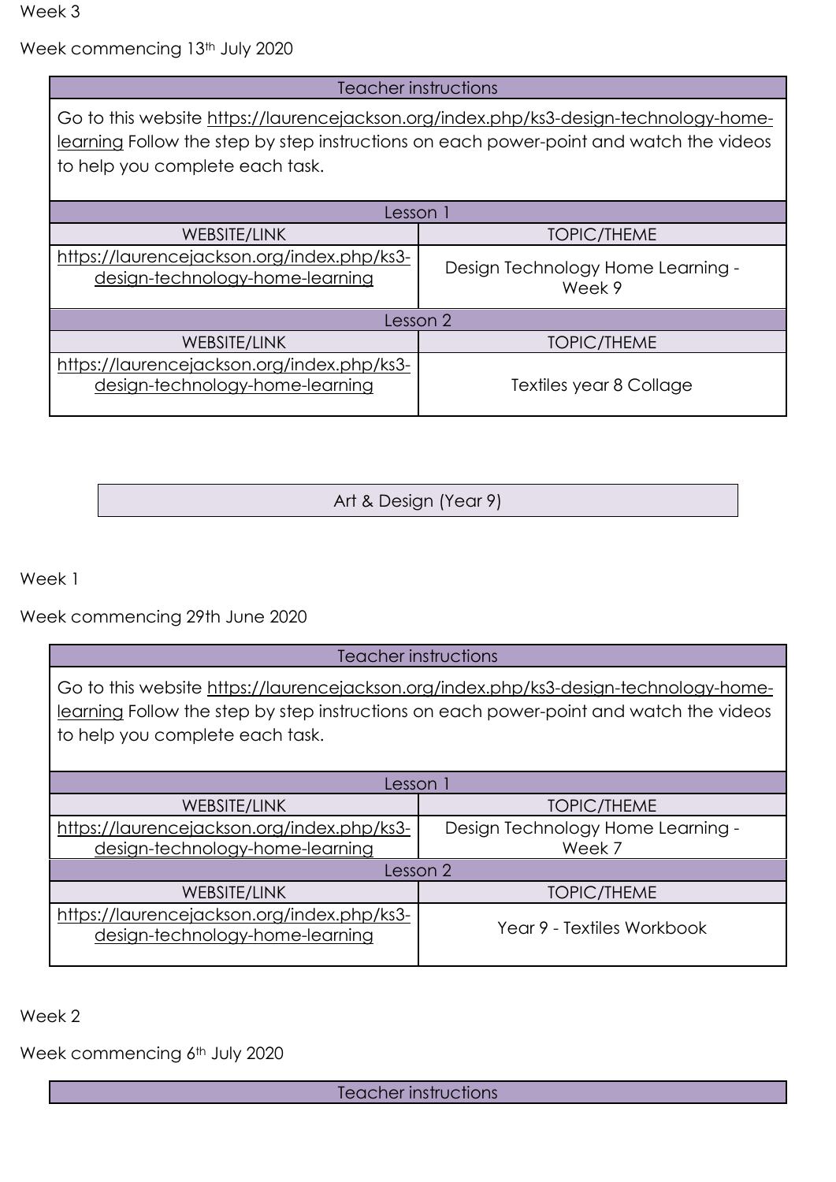Week 3

Week commencing 13th July 2020

| Teacher instructions | |
|---|---|
| Go to this website https://laurencejackson.org/index.php/ks3-design-technology-home-learning Follow the step by step instructions on each power-point and watch the videos to help you complete each task. | |
| Lesson 1 | |
| WEBSITE/LINK | TOPIC/THEME |
| https://laurencejackson.org/index.php/ks3-design-technology-home-learning | Design Technology Home Learning - Week 9 |
| Lesson 2 | |
| WEBSITE/LINK | TOPIC/THEME |
| https://laurencejackson.org/index.php/ks3-design-technology-home-learning | Textiles year 8 Collage |

## Art & Design (Year 9)

Week 1

Week commencing 29th June 2020

| Teacher instructions | |
|---|---|
| Go to this website https://laurencejackson.org/index.php/ks3-design-technology-home-learning Follow the step by step instructions on each power-point and watch the videos to help you complete each task. | |
| Lesson 1 | |
| WEBSITE/LINK | TOPIC/THEME |
| https://laurencejackson.org/index.php/ks3-design-technology-home-learning | Design Technology Home Learning - Week 7 |
| Lesson 2 | |
| WEBSITE/LINK | TOPIC/THEME |
| https://laurencejackson.org/index.php/ks3-design-technology-home-learning | Year 9 - Textiles Workbook |

Week 2

Week commencing 6th July 2020

| Teacher instructions |
|---|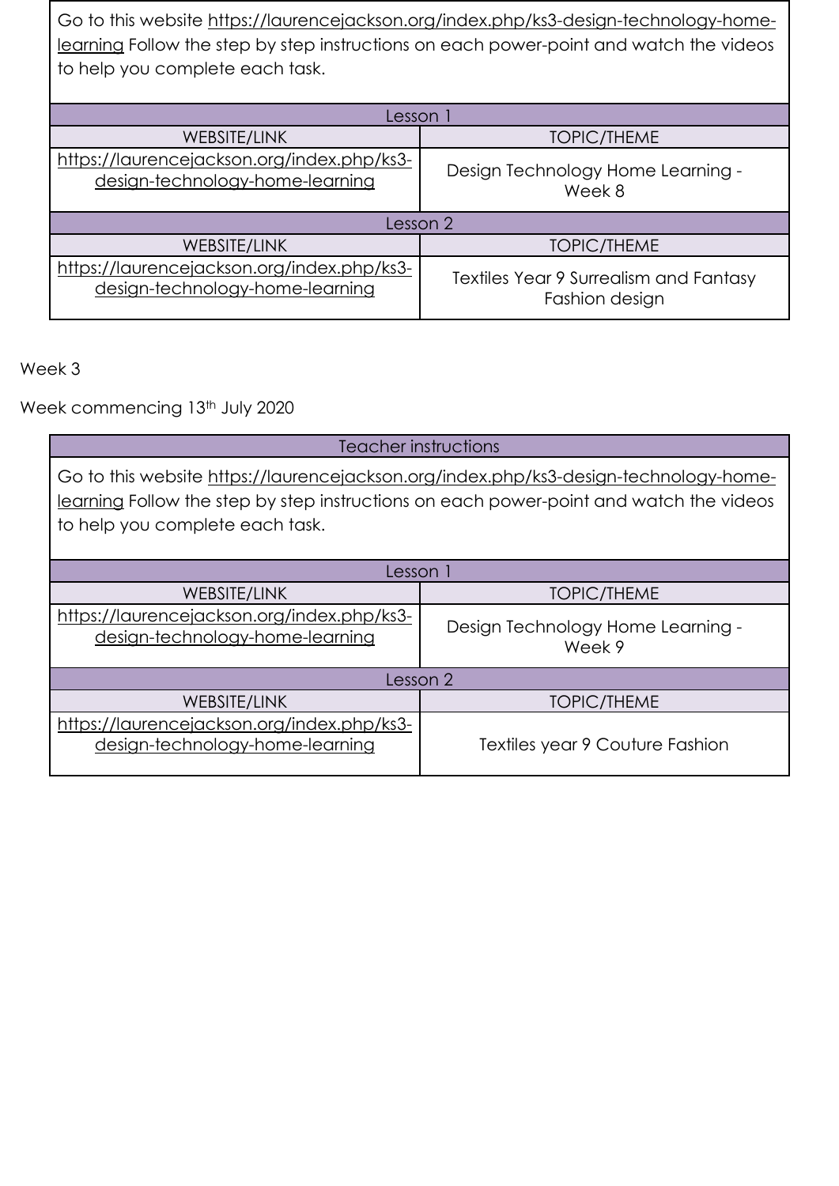| Go to this website https://laurencejackson.org/index.php/ks3-design-technology-home-learning Follow the step by step instructions on each power-point and watch the videos to help you complete each task. | |
|---|---|
| Lesson 1 | |
| WEBSITE/LINK | TOPIC/THEME |
| https://laurencejackson.org/index.php/ks3-design-technology-home-learning | Design Technology Home Learning - Week 8 |
| Lesson 2 | |
| WEBSITE/LINK | TOPIC/THEME |
| https://laurencejackson.org/index.php/ks3-design-technology-home-learning | Textiles Year 9 Surrealism and Fantasy Fashion design |

Week 3

Week commencing 13th July 2020

| Teacher instructions | |
|---|---|
| Go to this website https://laurencejackson.org/index.php/ks3-design-technology-home-learning Follow the step by step instructions on each power-point and watch the videos to help you complete each task. | |
| Lesson 1 | |
| WEBSITE/LINK | TOPIC/THEME |
| https://laurencejackson.org/index.php/ks3-design-technology-home-learning | Design Technology Home Learning - Week 9 |
| Lesson 2 | |
| WEBSITE/LINK | TOPIC/THEME |
| https://laurencejackson.org/index.php/ks3-design-technology-home-learning | Textiles year 9 Couture Fashion |